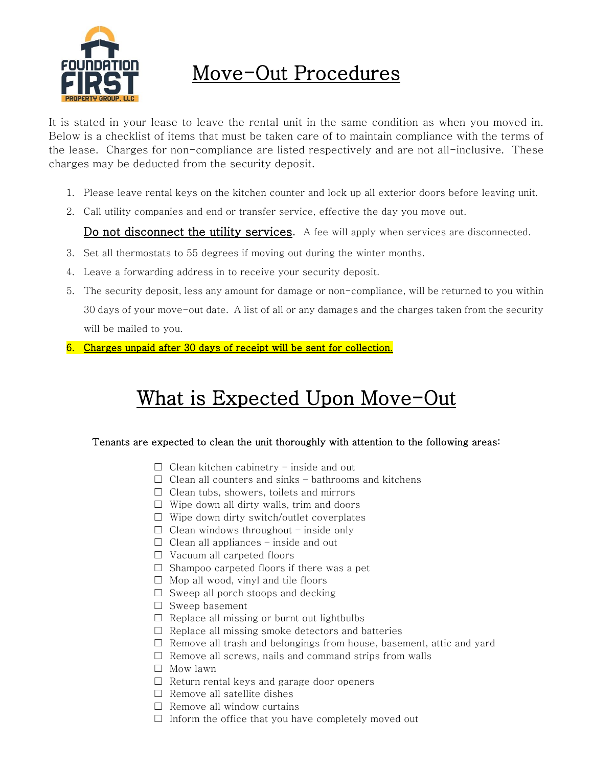# Move-Out Procedures

It is stated in your lease to leave the rental unit in the same condition as when you moved in. Below is a checklist of items that must be taken care of to maintain compliance with the terms of the lease. Charges for non-compliance are listed respectively and are not all-inclusive. These charges may be deducted from the security deposit.

1. Please leave rental keys on the kitchen counter and lock up all exterior doors before leaving unit.
2. Call utility companies and end or transfer service, effective the day you move out.

   Do not disconnect the utility services. A fee will apply when services are disconnected.
3. Set all thermostats to 55 degrees if moving out during the winter months.
4. Leave a forwarding address in to receive your security deposit.
5. The security deposit, less any amount for damage or non-compliance, will be returned to you within 30 days of your move-out date. A list of all or any damages and the charges taken from the security will be mailed to you.
6. **Charges unpaid after 30 days of receipt will be sent for collection.**

# What is Expected Upon Move-Out

**Tenants are expected to clean the unit thoroughly with attention to the following areas:**

- ☐ Clean kitchen cabinetry – inside and out
- ☐ Clean all counters and sinks – bathrooms and kitchens
- ☐ Clean tubs, showers, toilets and mirrors
- ☐ Wipe down all dirty walls, trim and doors
- ☐ Wipe down dirty switch/outlet coverplates
- ☐ Clean windows throughout – inside only
- ☐ Clean all appliances – inside and out
- ☐ Vacuum all carpeted floors
- ☐ Shampoo carpeted floors if there was a pet
- ☐ Mop all wood, vinyl and tile floors
- ☐ Sweep all porch stoops and decking
- ☐ Sweep basement
- ☐ Replace all missing or burnt out lightbulbs
- ☐ Replace all missing smoke detectors and batteries
- ☐ Remove all trash and belongings from house, basement, attic and yard
- ☐ Remove all screws, nails and command strips from walls
- ☐ Mow lawn
- ☐ Return rental keys and garage door openers
- ☐ Remove all satellite dishes
- ☐ Remove all window curtains
- ☐ Inform the office that you have completely moved out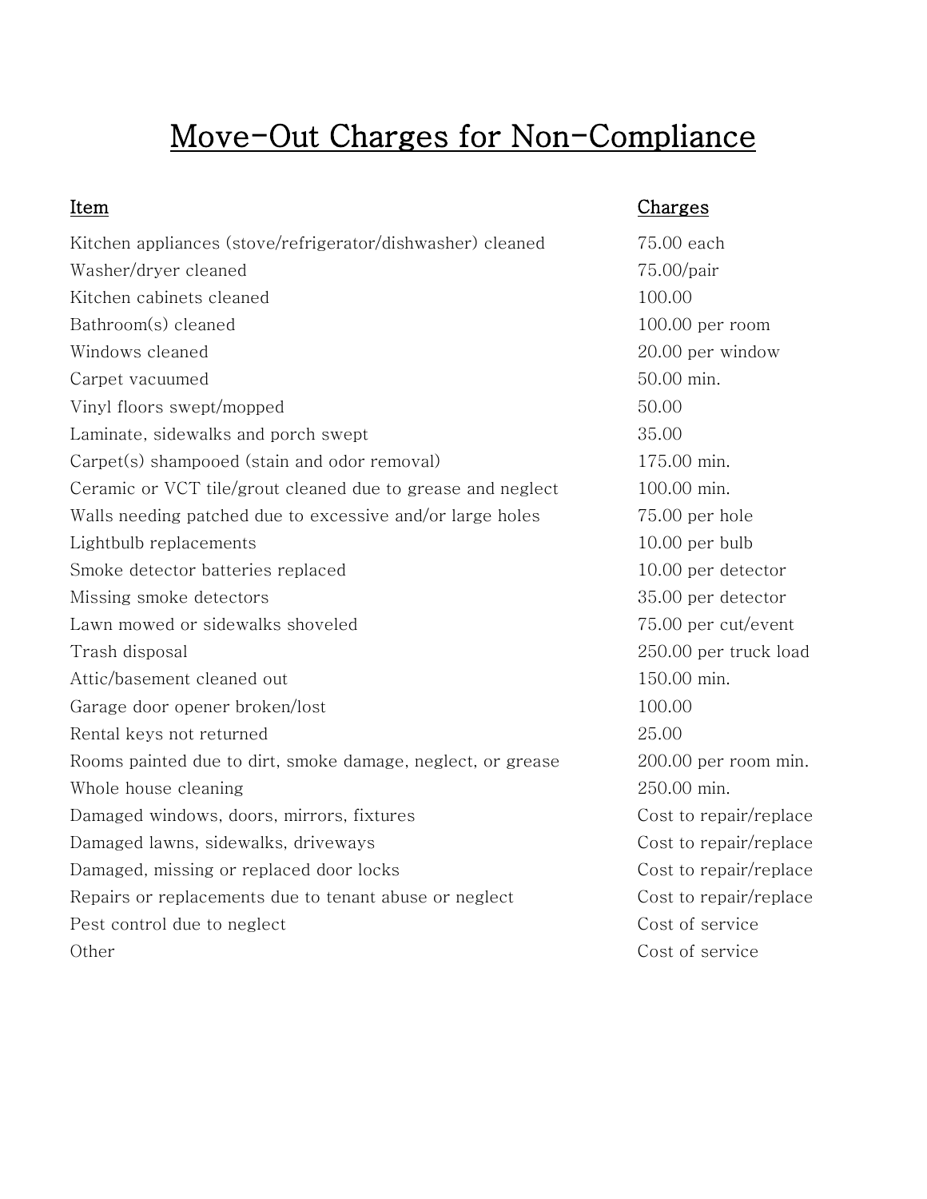# Move-Out Charges for Non-Compliance

| Item | Charges |
| --- | --- |
| Kitchen appliances (stove/refrigerator/dishwasher) cleaned | 75.00 each |
| Washer/dryer cleaned | 75.00/pair |
| Kitchen cabinets cleaned | 100.00 |
| Bathroom(s) cleaned | 100.00 per room |
| Windows cleaned | 20.00 per window |
| Carpet vacuumed | 50.00 min. |
| Vinyl floors swept/mopped | 50.00 |
| Laminate, sidewalks and porch swept | 35.00 |
| Carpet(s) shampooed (stain and odor removal) | 175.00 min. |
| Ceramic or VCT tile/grout cleaned due to grease and neglect | 100.00 min. |
| Walls needing patched due to excessive and/or large holes | 75.00 per hole |
| Lightbulb replacements | 10.00 per bulb |
| Smoke detector batteries replaced | 10.00 per detector |
| Missing smoke detectors | 35.00 per detector |
| Lawn mowed or sidewalks shoveled | 75.00 per cut/event |
| Trash disposal | 250.00 per truck load |
| Attic/basement cleaned out | 150.00 min. |
| Garage door opener broken/lost | 100.00 |
| Rental keys not returned | 25.00 |
| Rooms painted due to dirt, smoke damage, neglect, or grease | 200.00 per room min. |
| Whole house cleaning | 250.00 min. |
| Damaged windows, doors, mirrors, fixtures | Cost to repair/replace |
| Damaged lawns, sidewalks, driveways | Cost to repair/replace |
| Damaged, missing or replaced door locks | Cost to repair/replace |
| Repairs or replacements due to tenant abuse or neglect | Cost to repair/replace |
| Pest control due to neglect | Cost of service |
| Other | Cost of service |